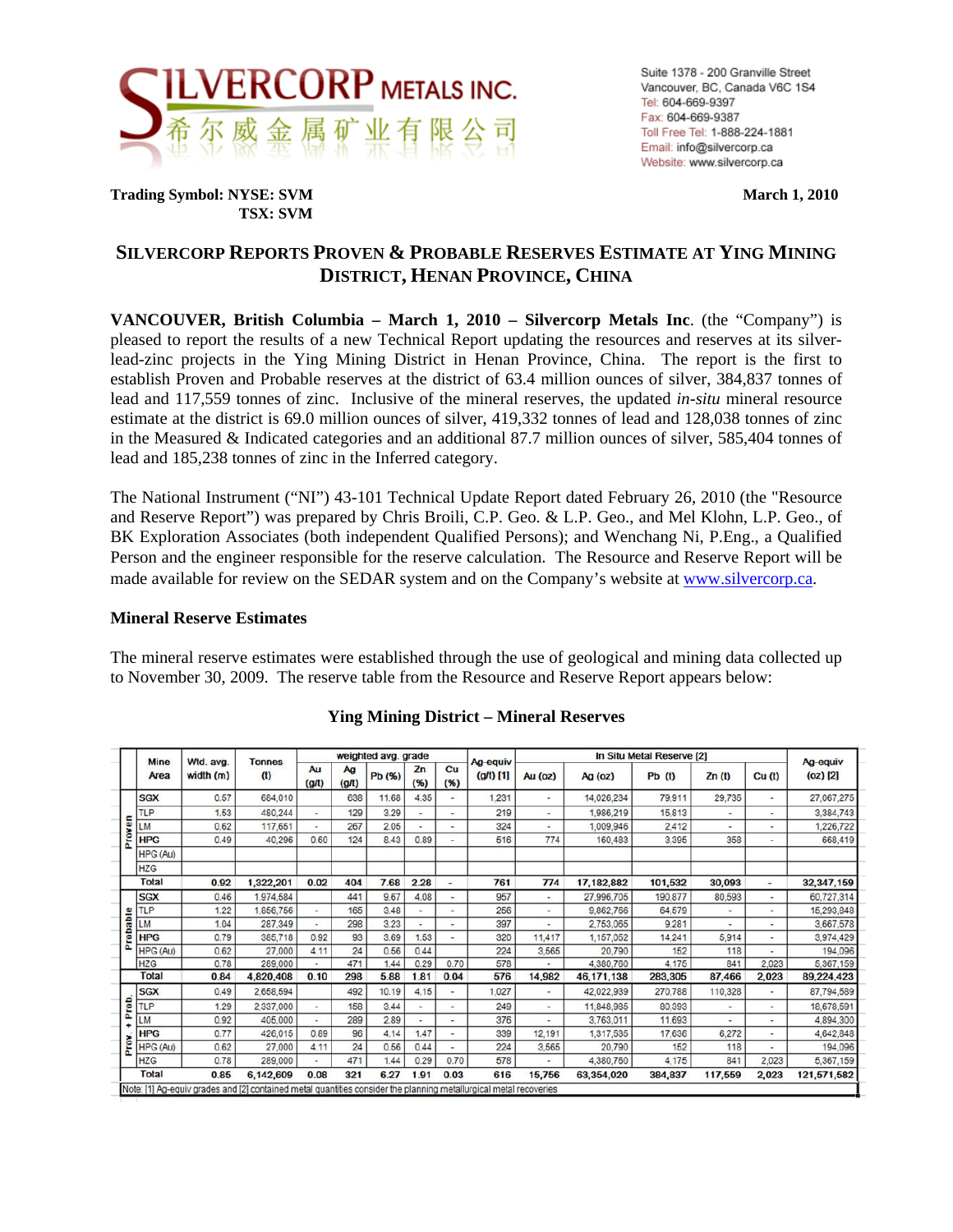**SILVERCORP METALS INC.**
希尔威金属矿业有限公司

Suite 1378 - 200 Granville Street
Vancouver, BC, Canada V6C 1S4
Tel: 604-669-9397
Fax: 604-669-9387
Toll Free Tel: 1-888-224-1881
Email: info@silvercorp.ca
Website: www.silvercorp.ca

**Trading Symbol: NYSE: SVM**
**TSX: SVM**

**March 1, 2010**

## SILVERCORP REPORTS PROVEN & PROBABLE RESERVES ESTIMATE AT YING MINING DISTRICT, HENAN PROVINCE, CHINA

**VANCOUVER, British Columbia – March 1, 2010 – Silvercorp Metals Inc**. (the "Company") is pleased to report the results of a new Technical Report updating the resources and reserves at its silver-lead-zinc projects in the Ying Mining District in Henan Province, China. The report is the first to establish Proven and Probable reserves at the district of 63.4 million ounces of silver, 384,837 tonnes of lead and 117,559 tonnes of zinc. Inclusive of the mineral reserves, the updated *in-situ* mineral resource estimate at the district is 69.0 million ounces of silver, 419,332 tonnes of lead and 128,038 tonnes of zinc in the Measured & Indicated categories and an additional 87.7 million ounces of silver, 585,404 tonnes of lead and 185,238 tonnes of zinc in the Inferred category.

The National Instrument ("NI") 43-101 Technical Update Report dated February 26, 2010 (the "Resource and Reserve Report") was prepared by Chris Broili, C.P. Geo. & L.P. Geo., and Mel Klohn, L.P. Geo., of BK Exploration Associates (both independent Qualified Persons); and Wenchang Ni, P.Eng., a Qualified Person and the engineer responsible for the reserve calculation. The Resource and Reserve Report will be made available for review on the SEDAR system and on the Company's website at www.silvercorp.ca.

### Mineral Reserve Estimates

The mineral reserve estimates were established through the use of geological and mining data collected up to November 30, 2009. The reserve table from the Resource and Reserve Report appears below:

**Ying Mining District – Mineral Reserves**

| | Mine Area | Wtd. avg. width (m) | Tonnes (t) | weighted avg. grade | | | | | Ag-equiv (g/t) [1] | In Situ Metal Reserve [2] | | | | | Ag-equiv (oz) [2] |
|---|---|---|---|---|---|---|---|---|---|---|---|---|---|---|---|
| | | | | Au (g/t) | Ag (g/t) | Pb (%) | Zn (%) | Cu (%) | | Au (oz) | Ag (oz) | Pb (t) | Zn (t) | Cu (t) | |
| Proven | SGX | 0.57 | 684,010 | | 638 | 11.68 | 4.35 | - | 1,231 | - | 14,026,234 | 79,911 | 29,735 | - | 27,067,275 |
| | TLP | 1.53 | 480,244 | - | 129 | 3.29 | - | - | 219 | - | 1,986,219 | 15,813 | - | - | 3,384,743 |
| | LM | 0.62 | 117,651 | - | 267 | 2.05 | - | - | 324 | - | 1,009,946 | 2,412 | - | - | 1,226,722 |
| | HPG | 0.49 | 40,296 | 0.60 | 124 | 8.43 | 0.89 | - | 516 | 774 | 160,483 | 3,395 | 358 | - | 668,419 |
| | HPG (Au) | | | | | | | | | | | | | | |
| | HZG | | | | | | | | | | | | | | |
| | Total | 0.92 | 1,322,201 | 0.02 | 404 | 7.68 | 2.28 | - | 761 | 774 | 17,182,882 | 101,532 | 30,093 | - | 32,347,159 |
| Probable | SGX | 0.46 | 1,974,584 | | 441 | 9.67 | 4.08 | - | 957 | - | 27,996,705 | 190,877 | 80,593 | - | 60,727,314 |
| | TLP | 1.22 | 1,856,756 | - | 165 | 3.48 | - | - | 256 | - | 9,862,766 | 64,579 | - | - | 15,293,848 |
| | LM | 1.04 | 287,349 | - | 298 | 3.23 | - | - | 397 | - | 2,753,065 | 9,281 | - | - | 3,667,578 |
| | HPG | 0.79 | 385,718 | 0.92 | 93 | 3.69 | 1.53 | - | 320 | 11,417 | 1,157,052 | 14,241 | 5,914 | - | 3,974,429 |
| | HPG (Au) | 0.62 | 27,000 | 4.11 | 24 | 0.56 | 0.44 | - | 224 | 3,565 | 20,790 | 152 | 118 | - | 194,096 |
| | HZG | 0.78 | 289,000 | - | 471 | 1.44 | 0.29 | 0.70 | 578 | - | 4,380,760 | 4,175 | 841 | 2,023 | 5,367,159 |
| | Total | 0.84 | 4,820,408 | 0.10 | 298 | 5.88 | 1.81 | 0.04 | 576 | 14,982 | 46,171,138 | 283,305 | 87,466 | 2,023 | 89,224,423 |
| Prov. + Prob. | SGX | 0.49 | 2,658,594 | | 492 | 10.19 | 4.15 | - | 1,027 | - | 42,022,939 | 270,788 | 110,328 | - | 87,794,589 |
| | TLP | 1.29 | 2,337,000 | - | 158 | 3.44 | - | - | 249 | - | 11,848,985 | 80,393 | - | - | 18,678,591 |
| | LM | 0.92 | 405,000 | - | 289 | 2.89 | - | - | 376 | - | 3,763,011 | 11,693 | - | - | 4,894,300 |
| | HPG | 0.77 | 426,015 | 0.89 | 96 | 4.14 | 1.47 | - | 339 | 12,191 | 1,317,535 | 17,636 | 6,272 | - | 4,642,848 |
| | HPG (Au) | 0.62 | 27,000 | 4.11 | 24 | 0.56 | 0.44 | - | 224 | 3,565 | 20,790 | 152 | 118 | - | 194,096 |
| | HZG | 0.78 | 289,000 | - | 471 | 1.44 | 0.29 | 0.70 | 578 | - | 4,380,760 | 4,175 | 841 | 2,023 | 5,367,159 |
| | Total | 0.85 | 6,142,609 | 0.08 | 321 | 6.27 | 1.91 | 0.03 | 616 | 15,756 | 63,354,020 | 384,837 | 117,559 | 2,023 | 121,571,582 |

Note: [1] Ag-equiv grades and [2] contained metal quantities consider the planning metallurgical metal recoveries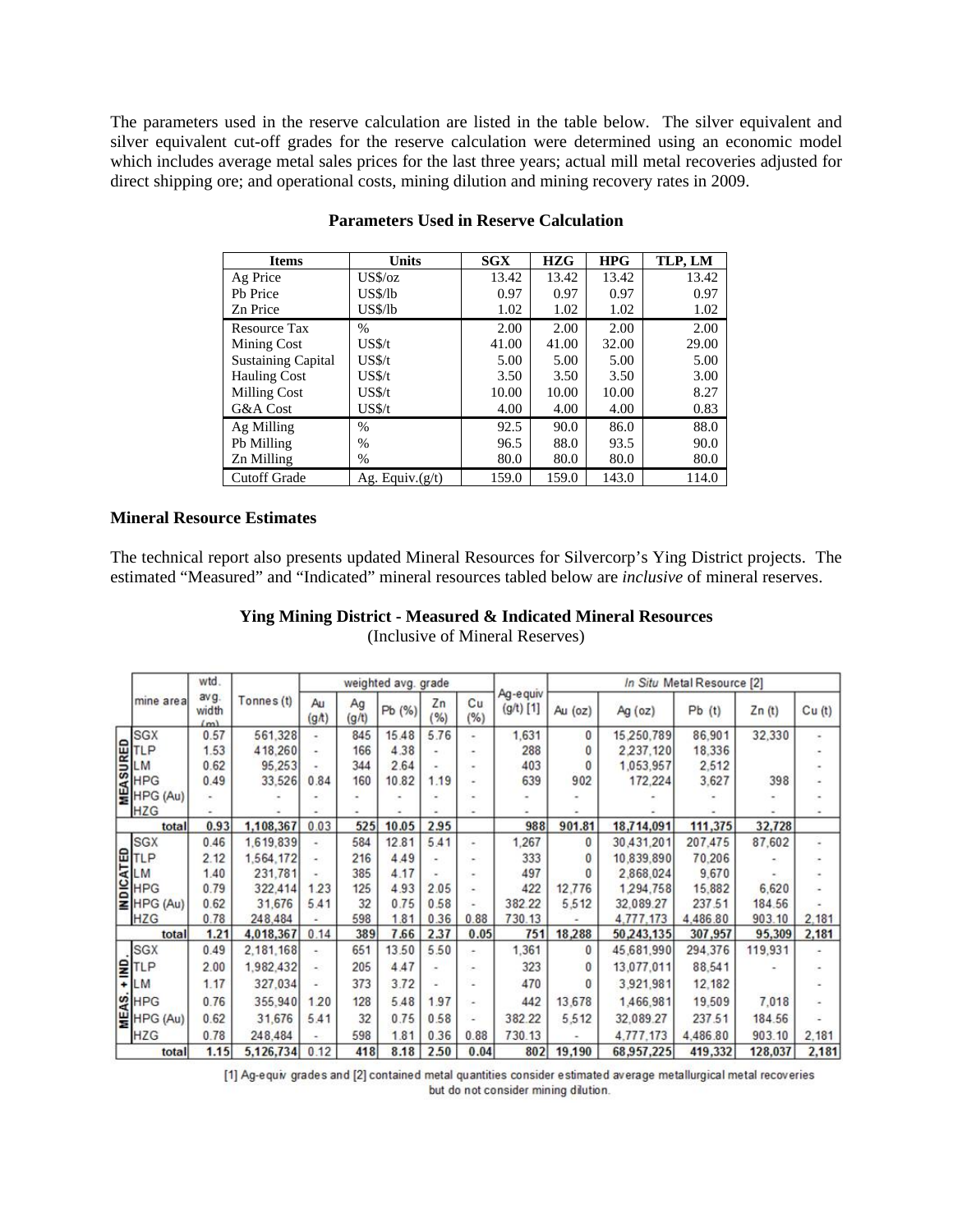The parameters used in the reserve calculation are listed in the table below. The silver equivalent and silver equivalent cut-off grades for the reserve calculation were determined using an economic model which includes average metal sales prices for the last three years; actual mill metal recoveries adjusted for direct shipping ore; and operational costs, mining dilution and mining recovery rates in 2009.

**Parameters Used in Reserve Calculation**

| Items | Units | SGX | HZG | HPG | TLP, LM |
|---|---|---|---|---|---|
| Ag Price | US$/oz | 13.42 | 13.42 | 13.42 | 13.42 |
| Pb Price | US$/lb | 0.97 | 0.97 | 0.97 | 0.97 |
| Zn Price | US$/lb | 1.02 | 1.02 | 1.02 | 1.02 |
| Resource Tax | % | 2.00 | 2.00 | 2.00 | 2.00 |
| Mining Cost | US$/t | 41.00 | 41.00 | 32.00 | 29.00 |
| Sustaining Capital | US$/t | 5.00 | 5.00 | 5.00 | 5.00 |
| Hauling Cost | US$/t | 3.50 | 3.50 | 3.50 | 3.00 |
| Milling Cost | US$/t | 10.00 | 10.00 | 10.00 | 8.27 |
| G&A Cost | US$/t | 4.00 | 4.00 | 4.00 | 0.83 |
| Ag Milling | % | 92.5 | 90.0 | 86.0 | 88.0 |
| Pb Milling | % | 96.5 | 88.0 | 93.5 | 90.0 |
| Zn Milling | % | 80.0 | 80.0 | 80.0 | 80.0 |
| Cutoff Grade | Ag. Equiv.(g/t) | 159.0 | 159.0 | 143.0 | 114.0 |

**Mineral Resource Estimates**

The technical report also presents updated Mineral Resources for Silvercorp's Ying District projects. The estimated "Measured" and "Indicated" mineral resources tabled below are *inclusive* of mineral reserves.

**Ying Mining District - Measured & Indicated Mineral Resources**
(Inclusive of Mineral Reserves)

| | mine area | wtd. avg. width (m) | Tonnes (t) | weighted avg. grade | | | | | Ag-equiv (g/t) [1] | *In Situ* Metal Resource [2] | | | | |
|---|---|---|---|---|---|---|---|---|---|---|---|---|---|---|
| | | | | Au (g/t) | Ag (g/t) | Pb (%) | Zn (%) | Cu (%) | | Au (oz) | Ag (oz) | Pb (t) | Zn (t) | Cu (t) |
| MEASURED | SGX | 0.57 | 561,328 | - | 845 | 15.48 | 5.76 | - | 1,631 | 0 | 15,250,789 | 86,901 | 32,330 | - |
| | TLP | 1.53 | 418,260 | - | 166 | 4.38 | - | - | 288 | 0 | 2,237,120 | 18,336 | | - |
| | LM | 0.62 | 95,253 | - | 344 | 2.64 | - | - | 403 | 0 | 1,053,957 | 2,512 | | - |
| | HPG | 0.49 | 33,526 | 0.84 | 160 | 10.82 | 1.19 | - | 639 | 902 | 172,224 | 3,627 | 398 | - |
| | HPG (Au) | - | - | - | - | - | - | - | - | - | - | - | - | - |
| | HZG | - | - | - | - | - | - | - | - | - | - | - | - | - |
| | total | 0.93 | 1,108,367 | 0.03 | 525 | 10.05 | 2.95 | | 988 | 901.81 | 18,714,091 | 111,375 | 32,728 | |
| INDICATED | SGX | 0.46 | 1,619,839 | - | 584 | 12.81 | 5.41 | - | 1,267 | 0 | 30,431,201 | 207,475 | 87,602 | - |
| | TLP | 2.12 | 1,564,172 | - | 216 | 4.49 | - | - | 333 | 0 | 10,839,890 | 70,206 | - | - |
| | LM | 1.40 | 231,781 | - | 385 | 4.17 | - | - | 497 | 0 | 2,868,024 | 9,670 | - | - |
| | HPG | 0.79 | 322,414 | 1.23 | 125 | 4.93 | 2.05 | - | 422 | 12,776 | 1,294,758 | 15,882 | 6,620 | - |
| | HPG (Au) | 0.62 | 31,676 | 5.41 | 32 | 0.75 | 0.58 | - | 382.22 | 5,512 | 32,089.27 | 237.51 | 184.56 | - |
| | HZG | 0.78 | 248,484 | - | 598 | 1.81 | 0.36 | 0.88 | 730.13 | - | 4,777,173 | 4,486.80 | 903.10 | 2,181 |
| | total | 1.21 | 4,018,367 | 0.14 | 389 | 7.66 | 2.37 | 0.05 | 751 | 18,288 | 50,243,135 | 307,957 | 95,309 | 2,181 |
| MEAS. + IND. | SGX | 0.49 | 2,181,168 | - | 651 | 13.50 | 5.50 | - | 1,361 | 0 | 45,681,990 | 294,376 | 119,931 | - |
| | TLP | 2.00 | 1,982,432 | - | 205 | 4.47 | - | - | 323 | 0 | 13,077,011 | 88,541 | - | - |
| | LM | 1.17 | 327,034 | - | 373 | 3.72 | - | - | 470 | 0 | 3,921,981 | 12,182 | | - |
| | HPG | 0.76 | 355,940 | 1.20 | 128 | 5.48 | 1.97 | - | 442 | 13,678 | 1,466,981 | 19,509 | 7,018 | - |
| | HPG (Au) | 0.62 | 31,676 | 5.41 | 32 | 0.75 | 0.58 | - | 382.22 | 5,512 | 32,089.27 | 237.51 | 184.56 | - |
| | HZG | 0.78 | 248,484 | - | 598 | 1.81 | 0.36 | 0.88 | 730.13 | - | 4,777,173 | 4,486.80 | 903.10 | 2,181 |
| | total | 1.15 | 5,126,734 | 0.12 | 418 | 8.18 | 2.50 | 0.04 | 802 | 19,190 | 68,957,225 | 419,332 | 128,037 | 2,181 |

[1] Ag-equiv grades and [2] contained metal quantities consider estimated average metallurgical metal recoveries but do not consider mining dilution.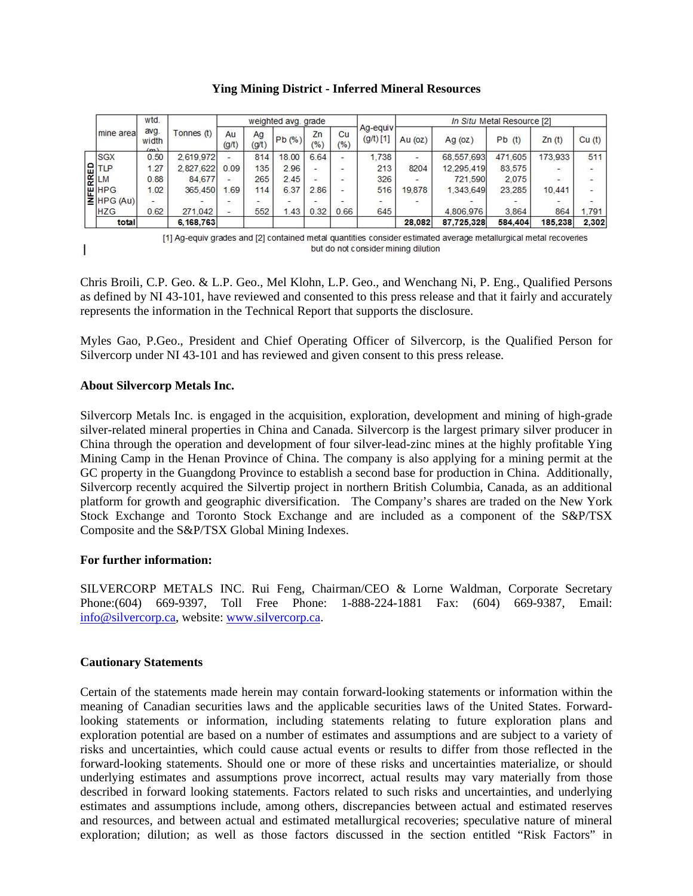### Ying Mining District - Inferred Mineral Resources

| | mine area | wtd. avg. width (m) | Tonnes (t) | weighted avg. grade | | | | | Ag-equiv (g/t) [1] | *In Situ* Metal Resource [2] | | | | |
|---|---|---|---|---|---|---|---|---|---|---|---|---|---|---|
| | | | | Au (g/t) | Ag (g/t) | Pb (%) | Zn (%) | Cu (%) | | Au (oz) | Ag (oz) | Pb (t) | Zn (t) | Cu (t) |
| INFERRED | SGX | 0.50 | 2,619,972 | - | 814 | 18.00 | 6.64 | - | 1,738 | - | 68,557,693 | 471,605 | 173,933 | 511 |
| | TLP | 1.27 | 2,827,622 | 0.09 | 135 | 2.96 | - | - | 213 | 8204 | 12,295,419 | 83,575 | - | - |
| | LM | 0.88 | 84,677 | - | 265 | 2.45 | - | - | 326 | - | 721,590 | 2,075 | - | - |
| | HPG | 1.02 | 365,450 | 1.69 | 114 | 6.37 | 2.86 | - | 516 | 19,878 | 1,343,649 | 23,285 | 10,441 | - |
| | HPG (Au) | - | - | - | - | - | - | - | - | - | - | - | - | - |
| | HZG | 0.62 | 271,042 | - | 552 | 1.43 | 0.32 | 0.66 | 645 | | 4,806,976 | 3,864 | 864 | 1,791 |
| | total | | 6,168,763 | | | | | | | 28,082 | 87,725,328 | 584,404 | 185,238 | 2,302 |

[1] Ag-equiv grades and [2] contained metal quantities consider estimated average metallurgical metal recoveries but do not consider mining dilution

Chris Broili, C.P. Geo. & L.P. Geo., Mel Klohn, L.P. Geo., and Wenchang Ni, P. Eng., Qualified Persons as defined by NI 43-101, have reviewed and consented to this press release and that it fairly and accurately represents the information in the Technical Report that supports the disclosure.

Myles Gao, P.Geo., President and Chief Operating Officer of Silvercorp, is the Qualified Person for Silvercorp under NI 43-101 and has reviewed and given consent to this press release.

**About Silvercorp Metals Inc.**

Silvercorp Metals Inc. is engaged in the acquisition, exploration, development and mining of high-grade silver-related mineral properties in China and Canada. Silvercorp is the largest primary silver producer in China through the operation and development of four silver-lead-zinc mines at the highly profitable Ying Mining Camp in the Henan Province of China. The company is also applying for a mining permit at the GC property in the Guangdong Province to establish a second base for production in China. Additionally, Silvercorp recently acquired the Silvertip project in northern British Columbia, Canada, as an additional platform for growth and geographic diversification. The Company's shares are traded on the New York Stock Exchange and Toronto Stock Exchange and are included as a component of the S&P/TSX Composite and the S&P/TSX Global Mining Indexes.

**For further information:**

SILVERCORP METALS INC. Rui Feng, Chairman/CEO & Lorne Waldman, Corporate Secretary Phone:(604) 669-9397, Toll Free Phone: 1-888-224-1881 Fax: (604) 669-9387, Email: info@silvercorp.ca, website: www.silvercorp.ca.

**Cautionary Statements**

Certain of the statements made herein may contain forward-looking statements or information within the meaning of Canadian securities laws and the applicable securities laws of the United States. Forward-looking statements or information, including statements relating to future exploration plans and exploration potential are based on a number of estimates and assumptions and are subject to a variety of risks and uncertainties, which could cause actual events or results to differ from those reflected in the forward-looking statements. Should one or more of these risks and uncertainties materialize, or should underlying estimates and assumptions prove incorrect, actual results may vary materially from those described in forward looking statements. Factors related to such risks and uncertainties, and underlying estimates and assumptions include, among others, discrepancies between actual and estimated reserves and resources, and between actual and estimated metallurgical recoveries; speculative nature of mineral exploration; dilution; as well as those factors discussed in the section entitled "Risk Factors" in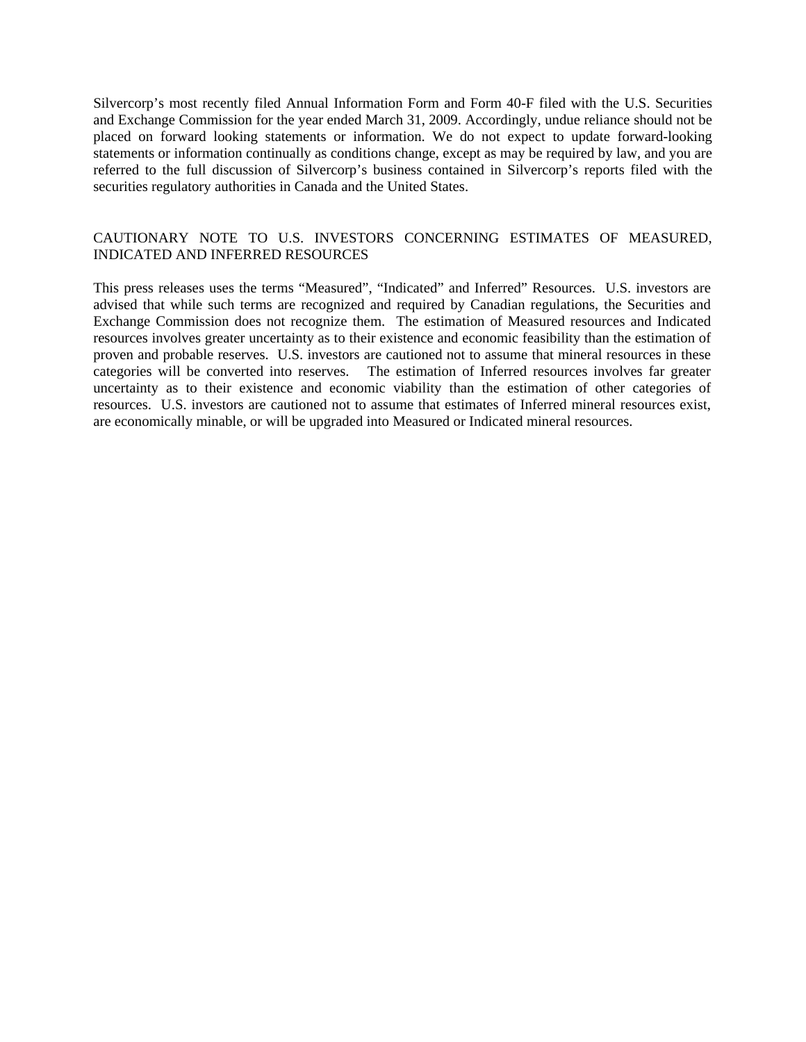Silvercorp's most recently filed Annual Information Form and Form 40-F filed with the U.S. Securities and Exchange Commission for the year ended March 31, 2009. Accordingly, undue reliance should not be placed on forward looking statements or information. We do not expect to update forward-looking statements or information continually as conditions change, except as may be required by law, and you are referred to the full discussion of Silvercorp's business contained in Silvercorp's reports filed with the securities regulatory authorities in Canada and the United States.

CAUTIONARY NOTE TO U.S. INVESTORS CONCERNING ESTIMATES OF MEASURED, INDICATED AND INFERRED RESOURCES

This press releases uses the terms "Measured", "Indicated" and Inferred" Resources. U.S. investors are advised that while such terms are recognized and required by Canadian regulations, the Securities and Exchange Commission does not recognize them. The estimation of Measured resources and Indicated resources involves greater uncertainty as to their existence and economic feasibility than the estimation of proven and probable reserves. U.S. investors are cautioned not to assume that mineral resources in these categories will be converted into reserves. The estimation of Inferred resources involves far greater uncertainty as to their existence and economic viability than the estimation of other categories of resources. U.S. investors are cautioned not to assume that estimates of Inferred mineral resources exist, are economically minable, or will be upgraded into Measured or Indicated mineral resources.